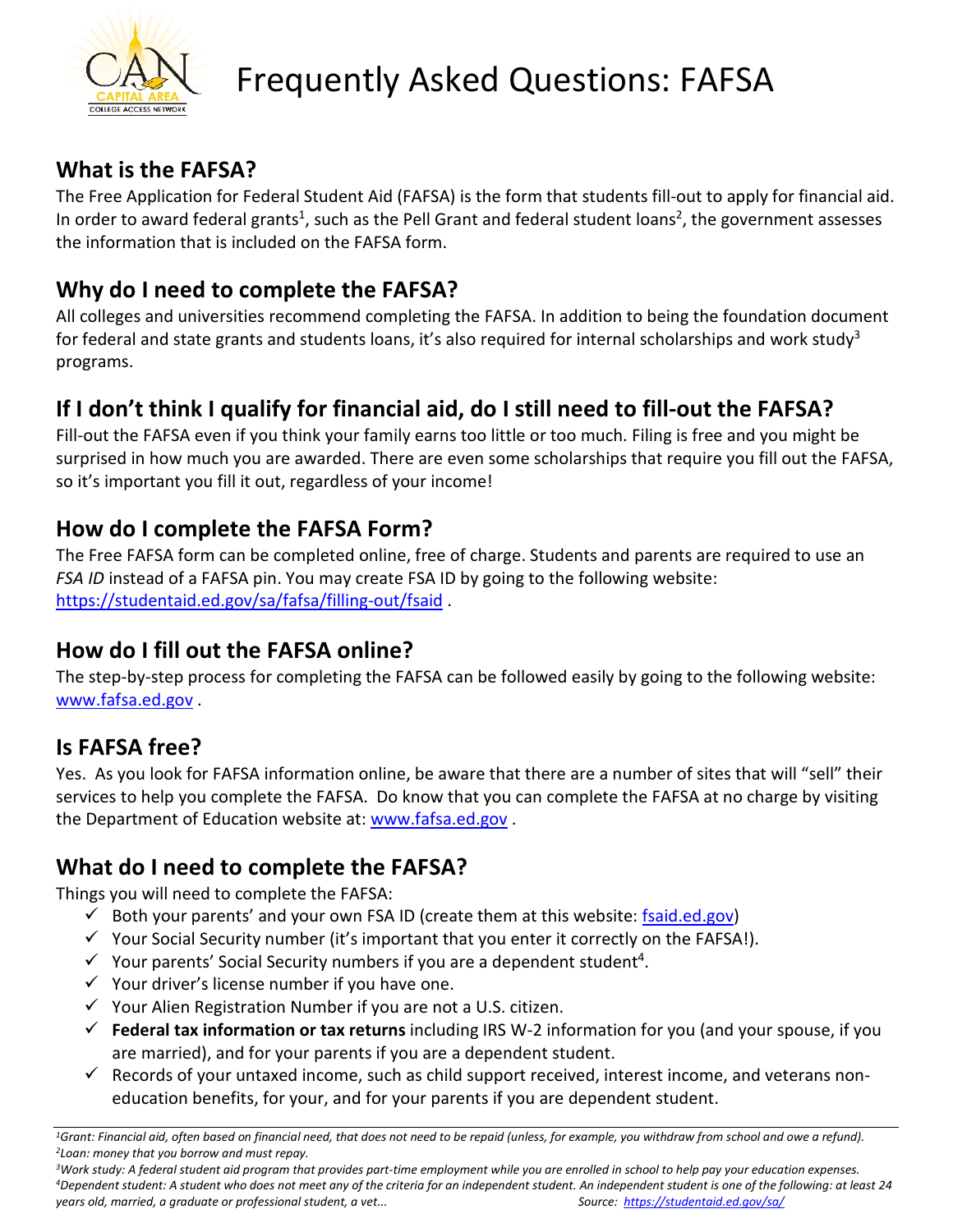# Frequently Asked Questions: FAFSA

## What is the FAFSA?

The Free Application for Federal Student Aid (FAFSA) is the form that students fill-out to apply for financial aid. In order to award federal grants[1], such as the Pell Grant and federal student loans[2], the government assesses the information that is included on the FAFSA form.

## Why do I need to complete the FAFSA?

All colleges and universities recommend completing the FAFSA. In addition to being the foundation document for federal and state grants and students loans, it's also required for internal scholarships and work study[3] programs.

## If I don't think I qualify for financial aid, do I still need to fill-out the FAFSA?

Fill-out the FAFSA even if you think your family earns too little or too much. Filing is free and you might be surprised in how much you are awarded. There are even some scholarships that require you fill out the FAFSA, so it's important you fill it out, regardless of your income!

## How do I complete the FAFSA Form?

The Free FAFSA form can be completed online, free of charge. Students and parents are required to use an *FSA ID* instead of a FAFSA pin. You may create FSA ID by going to the following website: https://studentaid.ed.gov/sa/fafsa/filling-out/fsaid .

## How do I fill out the FAFSA online?

The step-by-step process for completing the FAFSA can be followed easily by going to the following website: www.fafsa.ed.gov .

## Is FAFSA free?

Yes. As you look for FAFSA information online, be aware that there are a number of sites that will "sell" their services to help you complete the FAFSA. Do know that you can complete the FAFSA at no charge by visiting the Department of Education website at: www.fafsa.ed.gov .

## What do I need to complete the FAFSA?

Things you will need to complete the FAFSA:

- ✓ Both your parents' and your own FSA ID (create them at this website: fsaid.ed.gov)
- ✓ Your Social Security number (it's important that you enter it correctly on the FAFSA!).
- ✓ Your parents' Social Security numbers if you are a dependent student[4].
- ✓ Your driver's license number if you have one.
- ✓ Your Alien Registration Number if you are not a U.S. citizen.
- ✓ **Federal tax information or tax returns** including IRS W-2 information for you (and your spouse, if you are married), and for your parents if you are a dependent student.
- ✓ Records of your untaxed income, such as child support received, interest income, and veterans non-education benefits, for your, and for your parents if you are dependent student.

---

*[1]Grant: Financial aid, often based on financial need, that does not need to be repaid (unless, for example, you withdraw from school and owe a refund).*
*[2]Loan: money that you borrow and must repay.*
*[3]Work study: A federal student aid program that provides part-time employment while you are enrolled in school to help pay your education expenses.*
*[4]Dependent student: A student who does not meet any of the criteria for an independent student. An independent student is one of the following: at least 24 years old, married, a graduate or professional student, a vet...* *Source: https://studentaid.ed.gov/sa/*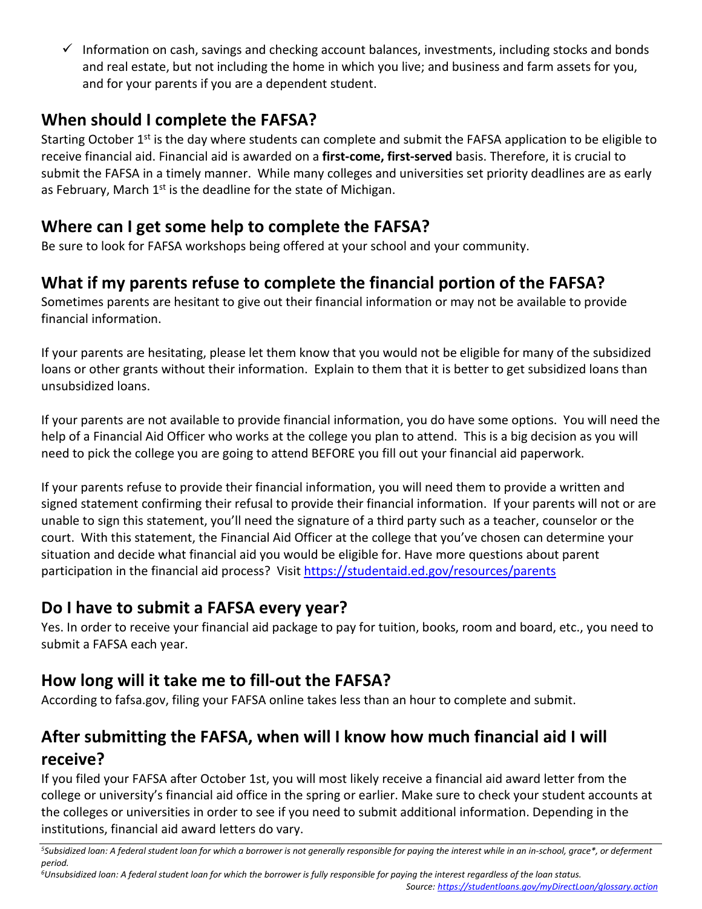- ✓ Information on cash, savings and checking account balances, investments, including stocks and bonds and real estate, but not including the home in which you live; and business and farm assets for you, and for your parents if you are a dependent student.

## When should I complete the FAFSA?

Starting October 1st is the day where students can complete and submit the FAFSA application to be eligible to receive financial aid. Financial aid is awarded on a **first-come, first-served** basis. Therefore, it is crucial to submit the FAFSA in a timely manner. While many colleges and universities set priority deadlines are as early as February, March 1st is the deadline for the state of Michigan.

## Where can I get some help to complete the FAFSA?

Be sure to look for FAFSA workshops being offered at your school and your community.

## What if my parents refuse to complete the financial portion of the FAFSA?

Sometimes parents are hesitant to give out their financial information or may not be available to provide financial information.

If your parents are hesitating, please let them know that you would not be eligible for many of the subsidized loans or other grants without their information. Explain to them that it is better to get subsidized loans than unsubsidized loans.

If your parents are not available to provide financial information, you do have some options. You will need the help of a Financial Aid Officer who works at the college you plan to attend. This is a big decision as you will need to pick the college you are going to attend BEFORE you fill out your financial aid paperwork.

If your parents refuse to provide their financial information, you will need them to provide a written and signed statement confirming their refusal to provide their financial information. If your parents will not or are unable to sign this statement, you'll need the signature of a third party such as a teacher, counselor or the court. With this statement, the Financial Aid Officer at the college that you've chosen can determine your situation and decide what financial aid you would be eligible for. Have more questions about parent participation in the financial aid process? Visit https://studentaid.ed.gov/resources/parents

## Do I have to submit a FAFSA every year?

Yes. In order to receive your financial aid package to pay for tuition, books, room and board, etc., you need to submit a FAFSA each year.

## How long will it take me to fill-out the FAFSA?

According to fafsa.gov, filing your FAFSA online takes less than an hour to complete and submit.

## After submitting the FAFSA, when will I know how much financial aid I will receive?

If you filed your FAFSA after October 1st, you will most likely receive a financial aid award letter from the college or university's financial aid office in the spring or earlier. Make sure to check your student accounts at the colleges or universities in order to see if you need to submit additional information. Depending in the institutions, financial aid award letters do vary.

---

*[5] Subsidized loan: A federal student loan for which a borrower is not generally responsible for paying the interest while in an in-school, grace*, or deferment period.*

*[6] Unsubsidized loan: A federal student loan for which the borrower is fully responsible for paying the interest regardless of the loan status.*

*Source: https://studentloans.gov/myDirectLoan/glossary.action*